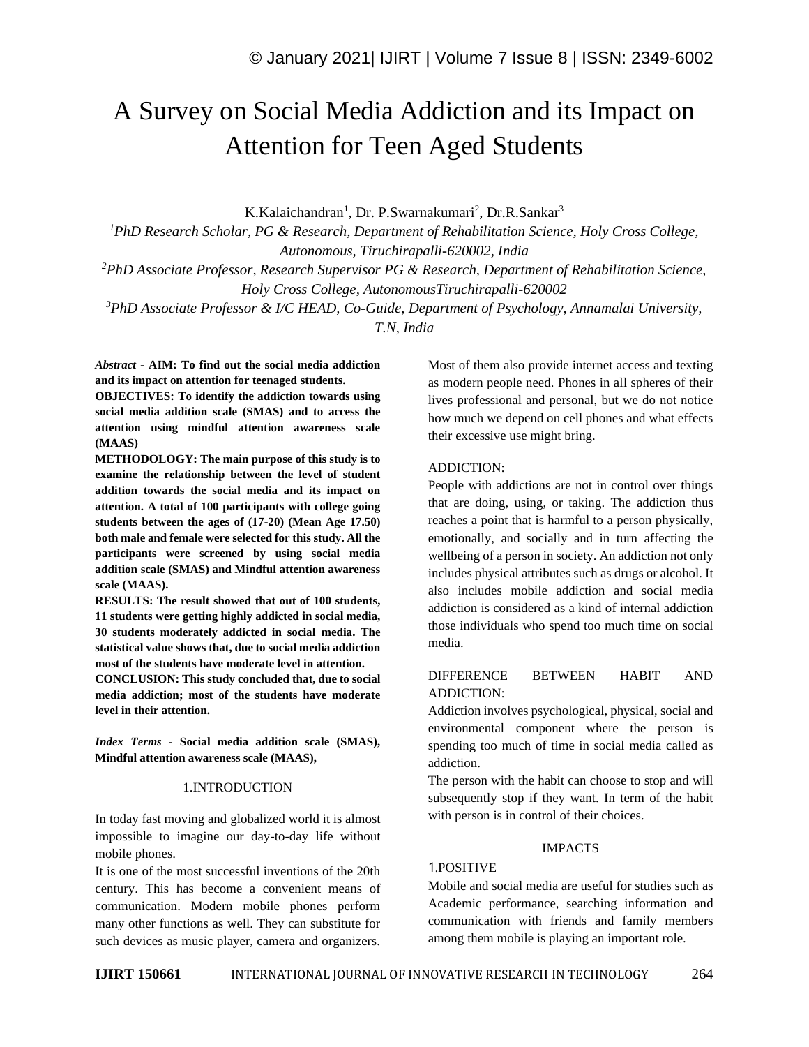# A Survey on Social Media Addiction and its Impact on Attention for Teen Aged Students

K.Kalaichandran[1], Dr. P.Swarnakumari[2], Dr.R.Sankar[3]

[1]*PhD Research Scholar, PG & Research, Department of Rehabilitation Science, Holy Cross College, Autonomous, Tiruchirapalli-620002, India*

[2]*PhD Associate Professor, Research Supervisor PG & Research, Department of Rehabilitation Science, Holy Cross College, AutonomousTiruchirapalli-620002*

[3]*PhD Associate Professor & I/C HEAD, Co-Guide, Department of Psychology, Annamalai University, T.N, India*

***Abstract* - AIM: To find out the social media addiction and its impact on attention for teenaged students.**

**OBJECTIVES: To identify the addiction towards using social media addition scale (SMAS) and to access the attention using mindful attention awareness scale (MAAS)**

**METHODOLOGY: The main purpose of this study is to examine the relationship between the level of student addition towards the social media and its impact on attention. A total of 100 participants with college going students between the ages of (17-20) (Mean Age 17.50) both male and female were selected for this study. All the participants were screened by using social media addition scale (SMAS) and Mindful attention awareness scale (MAAS).**

**RESULTS: The result showed that out of 100 students, 11 students were getting highly addicted in social media, 30 students moderately addicted in social media. The statistical value shows that, due to social media addiction most of the students have moderate level in attention.**

**CONCLUSION: This study concluded that, due to social media addiction; most of the students have moderate level in their attention.**

***Index Terms* - Social media addition scale (SMAS), Mindful attention awareness scale (MAAS),**

## 1.INTRODUCTION

In today fast moving and globalized world it is almost impossible to imagine our day-to-day life without mobile phones.

It is one of the most successful inventions of the 20th century. This has become a convenient means of communication. Modern mobile phones perform many other functions as well. They can substitute for such devices as music player, camera and organizers. Most of them also provide internet access and texting as modern people need. Phones in all spheres of their lives professional and personal, but we do not notice how much we depend on cell phones and what effects their excessive use might bring.

### ADDICTION:

People with addictions are not in control over things that are doing, using, or taking. The addiction thus reaches a point that is harmful to a person physically, emotionally, and socially and in turn affecting the wellbeing of a person in society. An addiction not only includes physical attributes such as drugs or alcohol. It also includes mobile addiction and social media addiction is considered as a kind of internal addiction those individuals who spend too much time on social media.

### DIFFERENCE BETWEEN HABIT AND ADDICTION:

Addiction involves psychological, physical, social and environmental component where the person is spending too much of time in social media called as addiction.

The person with the habit can choose to stop and will subsequently stop if they want. In term of the habit with person is in control of their choices.

### IMPACTS

#### 1.POSITIVE

Mobile and social media are useful for studies such as Academic performance, searching information and communication with friends and family members among them mobile is playing an important role.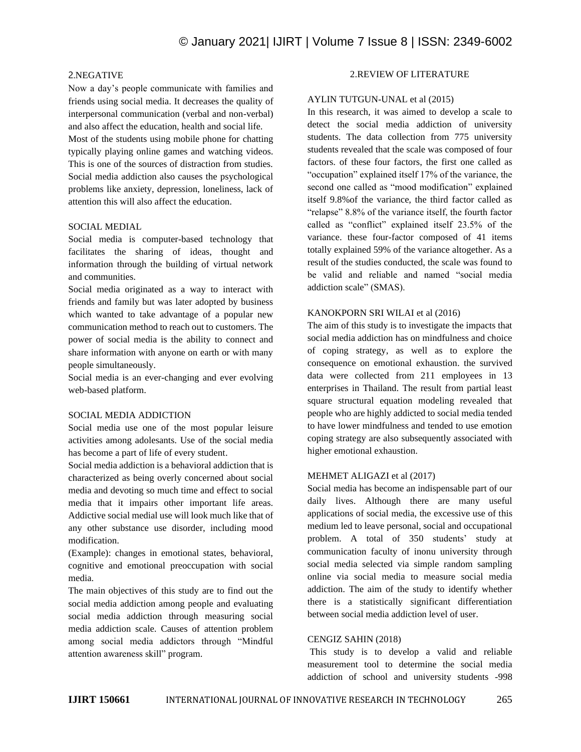### 2.NEGATIVE

Now a day's people communicate with families and friends using social media. It decreases the quality of interpersonal communication (verbal and non-verbal) and also affect the education, health and social life.

Most of the students using mobile phone for chatting typically playing online games and watching videos. This is one of the sources of distraction from studies. Social media addiction also causes the psychological problems like anxiety, depression, loneliness, lack of attention this will also affect the education.

### SOCIAL MEDIAL

Social media is computer-based technology that facilitates the sharing of ideas, thought and information through the building of virtual network and communities.

Social media originated as a way to interact with friends and family but was later adopted by business which wanted to take advantage of a popular new communication method to reach out to customers. The power of social media is the ability to connect and share information with anyone on earth or with many people simultaneously.

Social media is an ever-changing and ever evolving web-based platform.

### SOCIAL MEDIA ADDICTION

Social media use one of the most popular leisure activities among adolesants. Use of the social media has become a part of life of every student.

Social media addiction is a behavioral addiction that is characterized as being overly concerned about social media and devoting so much time and effect to social media that it impairs other important life areas. Addictive social medial use will look much like that of any other substance use disorder, including mood modification.

(Example): changes in emotional states, behavioral, cognitive and emotional preoccupation with social media.

The main objectives of this study are to find out the social media addiction among people and evaluating social media addiction through measuring social media addiction scale. Causes of attention problem among social media addictors through "Mindful attention awareness skill" program.

## 2.REVIEW OF LITERATURE

### AYLIN TUTGUN-UNAL et al (2015)

In this research, it was aimed to develop a scale to detect the social media addiction of university students. The data collection from 775 university students revealed that the scale was composed of four factors. of these four factors, the first one called as "occupation" explained itself 17% of the variance, the second one called as "mood modification" explained itself 9.8%of the variance, the third factor called as "relapse" 8.8% of the variance itself, the fourth factor called as "conflict" explained itself 23.5% of the variance. these four-factor composed of 41 items totally explained 59% of the variance altogether. As a result of the studies conducted, the scale was found to be valid and reliable and named "social media addiction scale" (SMAS).

### KANOKPORN SRI WILAI et al (2016)

The aim of this study is to investigate the impacts that social media addiction has on mindfulness and choice of coping strategy, as well as to explore the consequence on emotional exhaustion. the survived data were collected from 211 employees in 13 enterprises in Thailand. The result from partial least square structural equation modeling revealed that people who are highly addicted to social media tended to have lower mindfulness and tended to use emotion coping strategy are also subsequently associated with higher emotional exhaustion.

### MEHMET ALIGAZI et al (2017)

Social media has become an indispensable part of our daily lives. Although there are many useful applications of social media, the excessive use of this medium led to leave personal, social and occupational problem. A total of 350 students' study at communication faculty of inonu university through social media selected via simple random sampling online via social media to measure social media addiction. The aim of the study to identify whether there is a statistically significant differentiation between social media addiction level of user.

### CENGIZ SAHIN (2018)

This study is to develop a valid and reliable measurement tool to determine the social media addiction of school and university students -998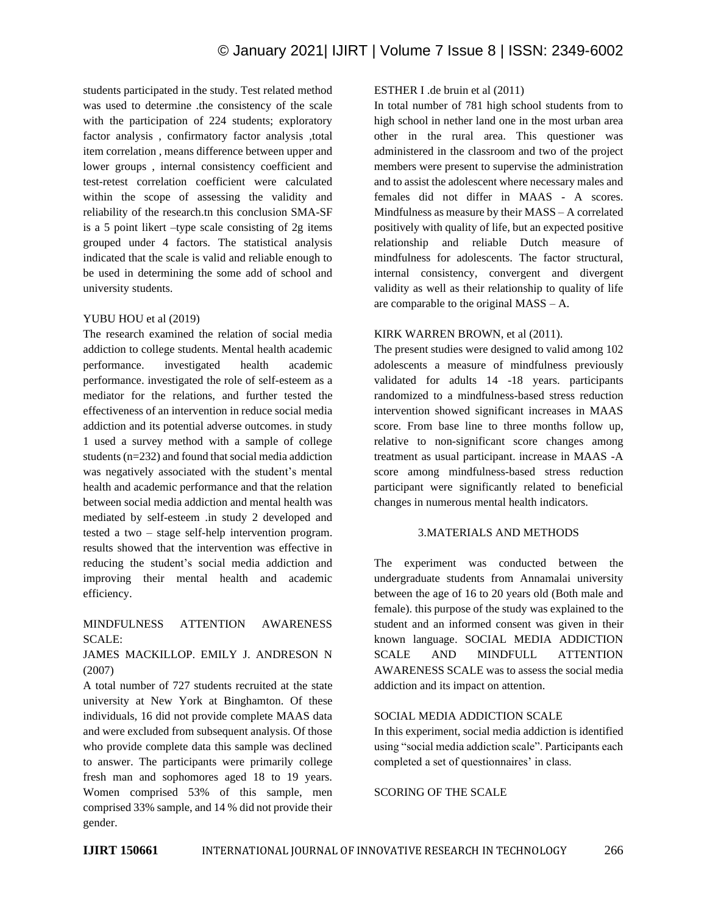students participated in the study. Test related method was used to determine .the consistency of the scale with the participation of 224 students; exploratory factor analysis , confirmatory factor analysis ,total item correlation , means difference between upper and lower groups , internal consistency coefficient and test-retest correlation coefficient were calculated within the scope of assessing the validity and reliability of the research.tn this conclusion SMA-SF is a 5 point likert –type scale consisting of 2g items grouped under 4 factors. The statistical analysis indicated that the scale is valid and reliable enough to be used in determining the some add of school and university students.

YUBU HOU et al (2019)

The research examined the relation of social media addiction to college students. Mental health academic performance. investigated health academic performance. investigated the role of self-esteem as a mediator for the relations, and further tested the effectiveness of an intervention in reduce social media addiction and its potential adverse outcomes. in study 1 used a survey method with a sample of college students (n=232) and found that social media addiction was negatively associated with the student's mental health and academic performance and that the relation between social media addiction and mental health was mediated by self-esteem .in study 2 developed and tested a two – stage self-help intervention program. results showed that the intervention was effective in reducing the student's social media addiction and improving their mental health and academic efficiency.

MINDFULNESS ATTENTION AWARENESS SCALE:

JAMES MACKILLOP. EMILY J. ANDRESON N (2007)

A total number of 727 students recruited at the state university at New York at Binghamton. Of these individuals, 16 did not provide complete MAAS data and were excluded from subsequent analysis. Of those who provide complete data this sample was declined to answer. The participants were primarily college fresh man and sophomores aged 18 to 19 years. Women comprised 53% of this sample, men comprised 33% sample, and 14 % did not provide their gender.

ESTHER I .de bruin et al (2011)

In total number of 781 high school students from to high school in nether land one in the most urban area other in the rural area. This questioner was administered in the classroom and two of the project members were present to supervise the administration and to assist the adolescent where necessary males and females did not differ in MAAS - A scores. Mindfulness as measure by their MASS – A correlated positively with quality of life, but an expected positive relationship and reliable Dutch measure of mindfulness for adolescents. The factor structural, internal consistency, convergent and divergent validity as well as their relationship to quality of life are comparable to the original MASS – A.

KIRK WARREN BROWN, et al (2011).

The present studies were designed to valid among 102 adolescents a measure of mindfulness previously validated for adults 14 -18 years. participants randomized to a mindfulness-based stress reduction intervention showed significant increases in MAAS score. From base line to three months follow up, relative to non-significant score changes among treatment as usual participant. increase in MAAS -A score among mindfulness-based stress reduction participant were significantly related to beneficial changes in numerous mental health indicators.

## 3.MATERIALS AND METHODS

The experiment was conducted between the undergraduate students from Annamalai university between the age of 16 to 20 years old (Both male and female). this purpose of the study was explained to the student and an informed consent was given in their known language. SOCIAL MEDIA ADDICTION SCALE AND MINDFULL ATTENTION AWARENESS SCALE was to assess the social media addiction and its impact on attention.

SOCIAL MEDIA ADDICTION SCALE

In this experiment, social media addiction is identified using "social media addiction scale". Participants each completed a set of questionnaires' in class.

SCORING OF THE SCALE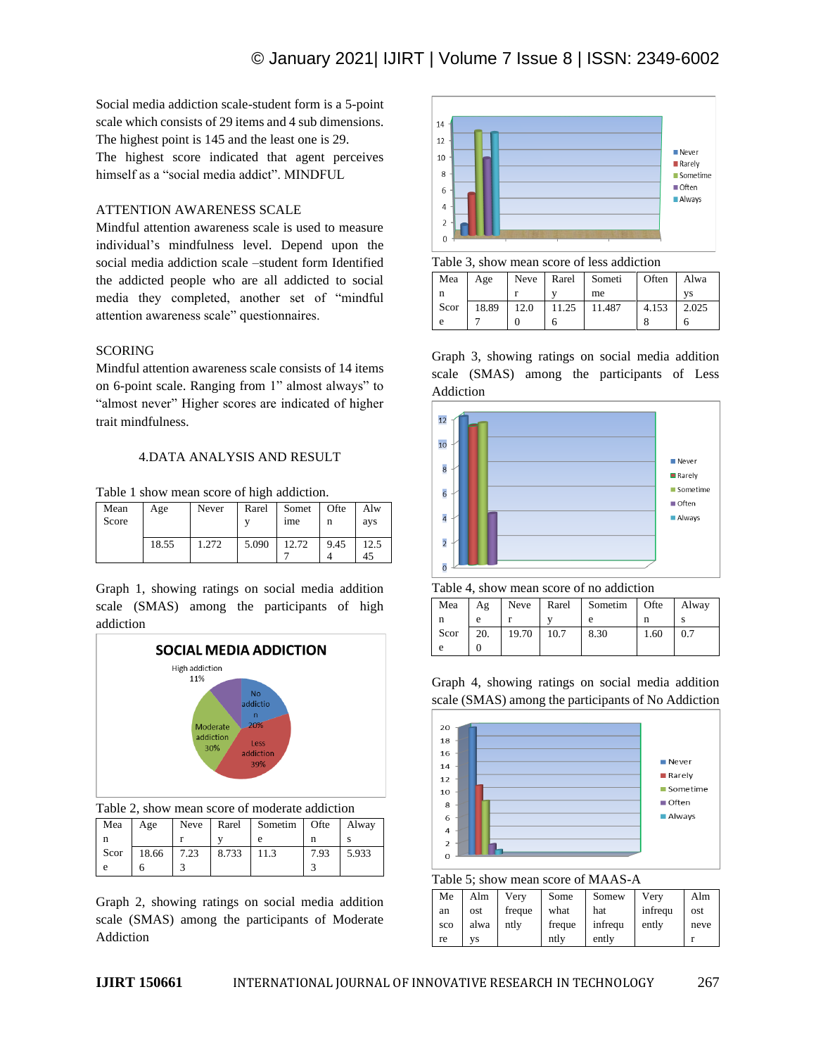Social media addiction scale-student form is a 5-point scale which consists of 29 items and 4 sub dimensions. The highest point is 145 and the least one is 29.
The highest score indicated that agent perceives himself as a "social media addict". MINDFUL

ATTENTION AWARENESS SCALE
Mindful attention awareness scale is used to measure individual's mindfulness level. Depend upon the social media addiction scale –student form Identified the addicted people who are all addicted to social media they completed, another set of "mindful attention awareness scale" questionnaires.

SCORING
Mindful attention awareness scale consists of 14 items on 6-point scale. Ranging from 1" almost always" to "almost never" Higher scores are indicated of higher trait mindfulness.

## 4.DATA ANALYSIS AND RESULT

Table 1 show mean score of high addiction.

| Mean Score | Age | Never | Rarely | Sometime | Often | Always |
|---|---|---|---|---|---|---|
| | 18.55 | 1.272 | 5.090 | 12.727 | 9.454 | 12.545 |

Graph 1, showing ratings on social media addition scale (SMAS) among the participants of high addiction

Table 2, show mean score of moderate addiction

| Mean | Age | Never | Rarely | Sometime | Often | Always |
|---|---|---|---|---|---|---|
| Score | 18.666 | 7.233 | 8.733 | 11.3 | 7.933 | 5.933 |

Graph 2, showing ratings on social media addition scale (SMAS) among the participants of Moderate Addiction

Table 3, show mean score of less addiction

| Mean | Age | Never | Rarely | Sometime | Often | Always |
|---|---|---|---|---|---|---|
| Score | 18.897 | 12.00 | 11.256 | 11.487 | 4.1538 | 2.0256 |

Graph 3, showing ratings on social media addition scale (SMAS) among the participants of Less Addiction

Table 4, show mean score of no addiction

| Mean | Age | Never | Rarely | Sometime | Often | Always |
|---|---|---|---|---|---|---|
| Score | 20.0 | 19.70 | 10.7 | 8.30 | 1.60 | 0.7 |

Graph 4, showing ratings on social media addition scale (SMAS) among the participants of No Addiction

Table 5; show mean score of MAAS-A

| Mean score | Almost always | Very frequently | Somewhat frequently | Somewhat infrequently | Very infrequently | Almost never |
|---|---|---|---|---|---|---|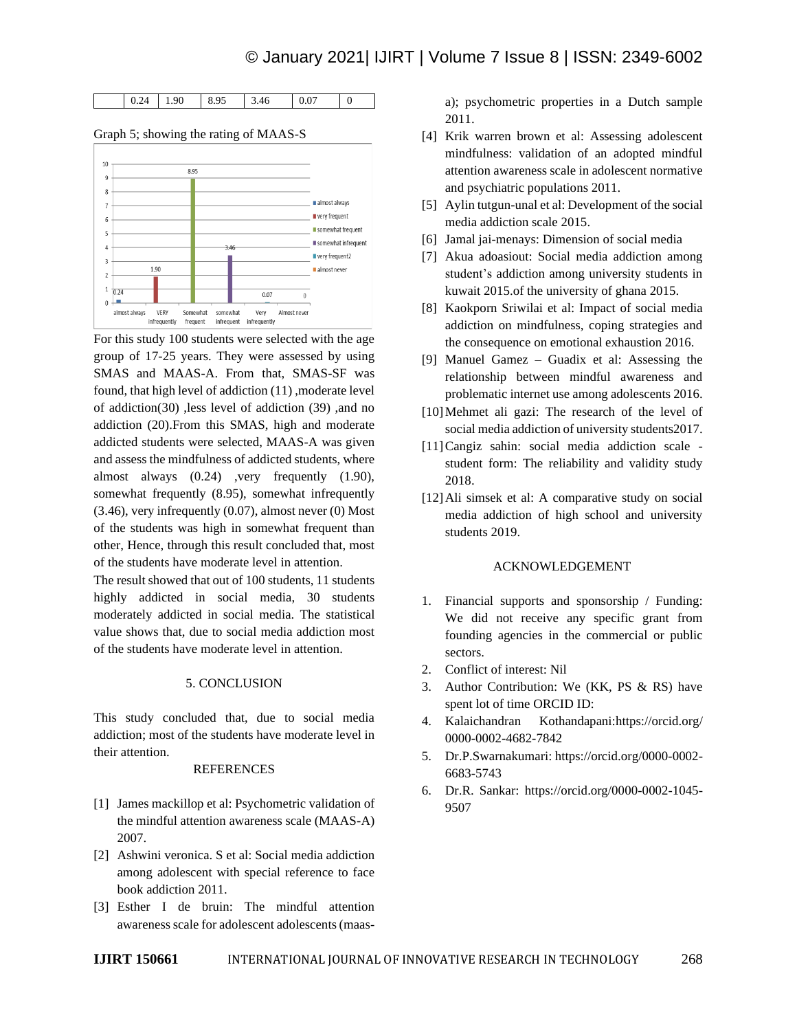| | | | | | |
|---|---|---|---|---|---|
| | 0.24 | 1.90 | 8.95 | 3.46 | 0.07 | 0 |

Graph 5; showing the rating of MAAS-S

10
9
8
7
6
5
4
3
2
1
0

0.24
1.90
8.95
3.46
0.07
0

almost always
VERY infrequently
Somewhat frequent
somewhat infrequent
Very infrequently
Almost never

almost always
very frequent
somewhat frequent
somewhat infrequent
very frequent2
almost never

For this study 100 students were selected with the age group of 17-25 years. They were assessed by using SMAS and MAAS-A. From that, SMAS-SF was found, that high level of addiction (11) ,moderate level of addiction(30) ,less level of addiction (39) ,and no addiction (20).From this SMAS, high and moderate addicted students were selected, MAAS-A was given and assess the mindfulness of addicted students, where almost always (0.24) ,very frequently (1.90), somewhat frequently (8.95), somewhat infrequently (3.46), very infrequently (0.07), almost never (0) Most of the students was high in somewhat frequent than other, Hence, through this result concluded that, most of the students have moderate level in attention.

The result showed that out of 100 students, 11 students highly addicted in social media, 30 students moderately addicted in social media. The statistical value shows that, due to social media addiction most of the students have moderate level in attention.

## 5. CONCLUSION

This study concluded that, due to social media addiction; most of the students have moderate level in their attention.

## REFERENCES

[1] James mackillop et al: Psychometric validation of the mindful attention awareness scale (MAAS-A) 2007.

[2] Ashwini veronica. S et al: Social media addiction among adolescent with special reference to face book addiction 2011.

[3] Esther I de bruin: The mindful attention awareness scale for adolescent adolescents (maas-a); psychometric properties in a Dutch sample 2011.

[4] Krik warren brown et al: Assessing adolescent mindfulness: validation of an adopted mindful attention awareness scale in adolescent normative and psychiatric populations 2011.

[5] Aylin tutgun-unal et al: Development of the social media addiction scale 2015.

[6] Jamal jai-menays: Dimension of social media

[7] Akua adoasiout: Social media addiction among student's addiction among university students in kuwait 2015.of the university of ghana 2015.

[8] Kaokporn Sriwilai et al: Impact of social media addiction on mindfulness, coping strategies and the consequence on emotional exhaustion 2016.

[9] Manuel Gamez – Guadix et al: Assessing the relationship between mindful awareness and problematic internet use among adolescents 2016.

[10] Mehmet ali gazi: The research of the level of social media addiction of university students2017.

[11] Cangiz sahin: social media addiction scale - student form: The reliability and validity study 2018.

[12] Ali simsek et al: A comparative study on social media addiction of high school and university students 2019.

## ACKNOWLEDGEMENT

1. Financial supports and sponsorship / Funding: We did not receive any specific grant from founding agencies in the commercial or public sectors.
2. Conflict of interest: Nil
3. Author Contribution: We (KK, PS & RS) have spent lot of time ORCID ID:
4. Kalaichandran Kothandapani:https://orcid.org/0000-0002-4682-7842
5. Dr.P.Swarnakumari: https://orcid.org/0000-0002-6683-5743
6. Dr.R. Sankar: https://orcid.org/0000-0002-1045-9507